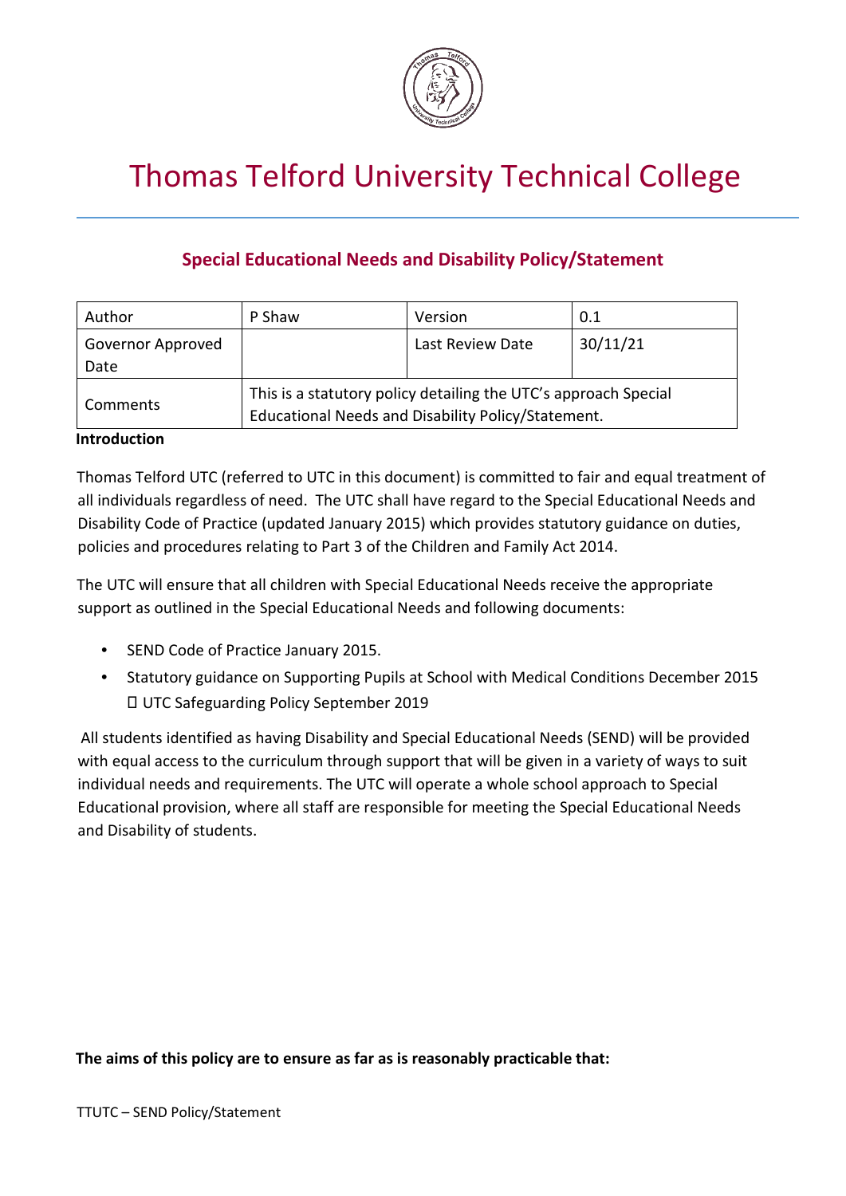# Thomas Telford University Technical College

## Special Educational Needs and Disability Policy/Statement

| Author | P Shaw | Version | 0.1 |
|---|---|---|---|
| Governor Approved Date | | Last Review Date | 30/11/21 |
| Comments | This is a statutory policy detailing the UTC's approach Special Educational Needs and Disability Policy/Statement. | | |

**Introduction**

Thomas Telford UTC (referred to UTC in this document) is committed to fair and equal treatment of all individuals regardless of need. The UTC shall have regard to the Special Educational Needs and Disability Code of Practice (updated January 2015) which provides statutory guidance on duties, policies and procedures relating to Part 3 of the Children and Family Act 2014.

The UTC will ensure that all children with Special Educational Needs receive the appropriate support as outlined in the Special Educational Needs and following documents:

- SEND Code of Practice January 2015.
- Statutory guidance on Supporting Pupils at School with Medical Conditions December 2015
- UTC Safeguarding Policy September 2019

All students identified as having Disability and Special Educational Needs (SEND) will be provided with equal access to the curriculum through support that will be given in a variety of ways to suit individual needs and requirements. The UTC will operate a whole school approach to Special Educational provision, where all staff are responsible for meeting the Special Educational Needs and Disability of students.

**The aims of this policy are to ensure as far as is reasonably practicable that:**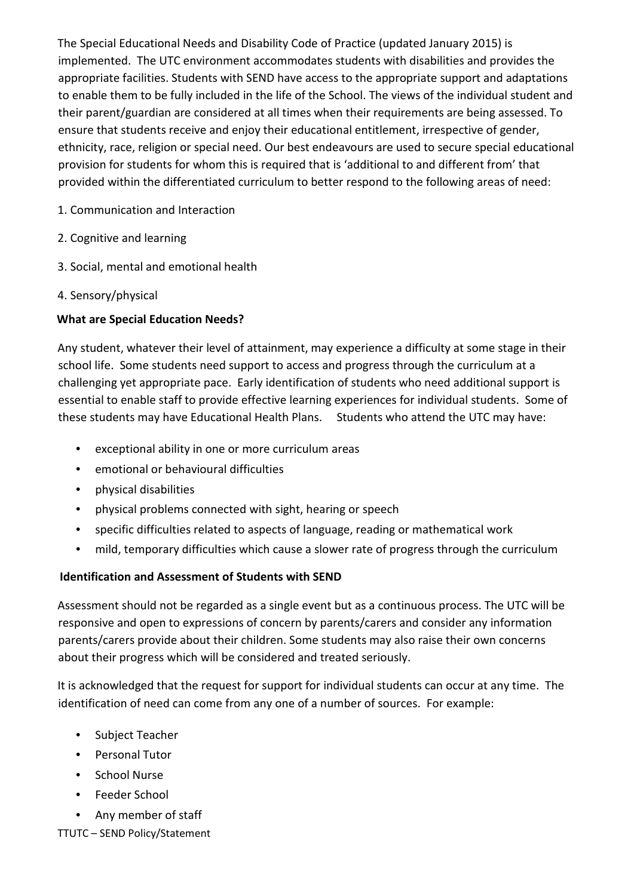The Special Educational Needs and Disability Code of Practice (updated January 2015) is implemented. The UTC environment accommodates students with disabilities and provides the appropriate facilities. Students with SEND have access to the appropriate support and adaptations to enable them to be fully included in the life of the School. The views of the individual student and their parent/guardian are considered at all times when their requirements are being assessed. To ensure that students receive and enjoy their educational entitlement, irrespective of gender, ethnicity, race, religion or special need. Our best endeavours are used to secure special educational provision for students for whom this is required that is 'additional to and different from' that provided within the differentiated curriculum to better respond to the following areas of need:

1. Communication and Interaction
2. Cognitive and learning
3. Social, mental and emotional health
4. Sensory/physical

**What are Special Education Needs?**

Any student, whatever their level of attainment, may experience a difficulty at some stage in their school life. Some students need support to access and progress through the curriculum at a challenging yet appropriate pace. Early identification of students who need additional support is essential to enable staff to provide effective learning experiences for individual students. Some of these students may have Educational Health Plans. Students who attend the UTC may have:

- exceptional ability in one or more curriculum areas
- emotional or behavioural difficulties
- physical disabilities
- physical problems connected with sight, hearing or speech
- specific difficulties related to aspects of language, reading or mathematical work
- mild, temporary difficulties which cause a slower rate of progress through the curriculum

**Identification and Assessment of Students with SEND**

Assessment should not be regarded as a single event but as a continuous process. The UTC will be responsive and open to expressions of concern by parents/carers and consider any information parents/carers provide about their children. Some students may also raise their own concerns about their progress which will be considered and treated seriously.

It is acknowledged that the request for support for individual students can occur at any time. The identification of need can come from any one of a number of sources. For example:

- Subject Teacher
- Personal Tutor
- School Nurse
- Feeder School
- Any member of staff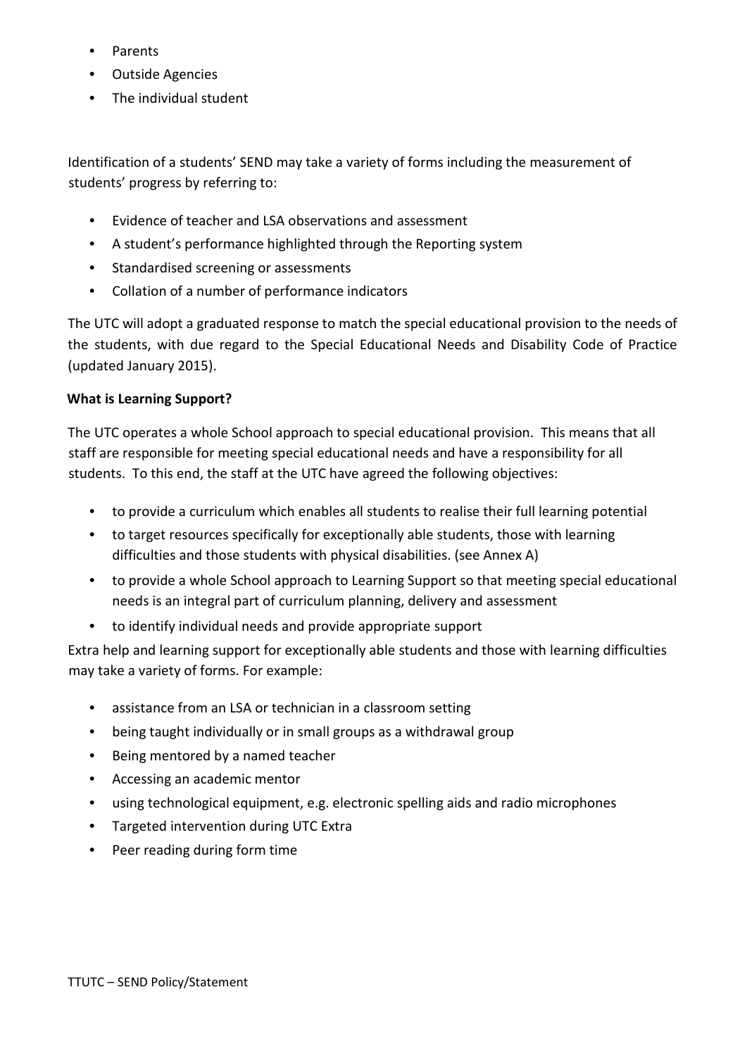- Parents
- Outside Agencies
- The individual student

Identification of a students' SEND may take a variety of forms including the measurement of students' progress by referring to:

- Evidence of teacher and LSA observations and assessment
- A student's performance highlighted through the Reporting system
- Standardised screening or assessments
- Collation of a number of performance indicators

The UTC will adopt a graduated response to match the special educational provision to the needs of the students, with due regard to the Special Educational Needs and Disability Code of Practice (updated January 2015).

**What is Learning Support?**

The UTC operates a whole School approach to special educational provision. This means that all staff are responsible for meeting special educational needs and have a responsibility for all students. To this end, the staff at the UTC have agreed the following objectives:

- to provide a curriculum which enables all students to realise their full learning potential
- to target resources specifically for exceptionally able students, those with learning difficulties and those students with physical disabilities. (see Annex A)
- to provide a whole School approach to Learning Support so that meeting special educational needs is an integral part of curriculum planning, delivery and assessment
- to identify individual needs and provide appropriate support

Extra help and learning support for exceptionally able students and those with learning difficulties may take a variety of forms. For example:

- assistance from an LSA or technician in a classroom setting
- being taught individually or in small groups as a withdrawal group
- Being mentored by a named teacher
- Accessing an academic mentor
- using technological equipment, e.g. electronic spelling aids and radio microphones
- Targeted intervention during UTC Extra
- Peer reading during form time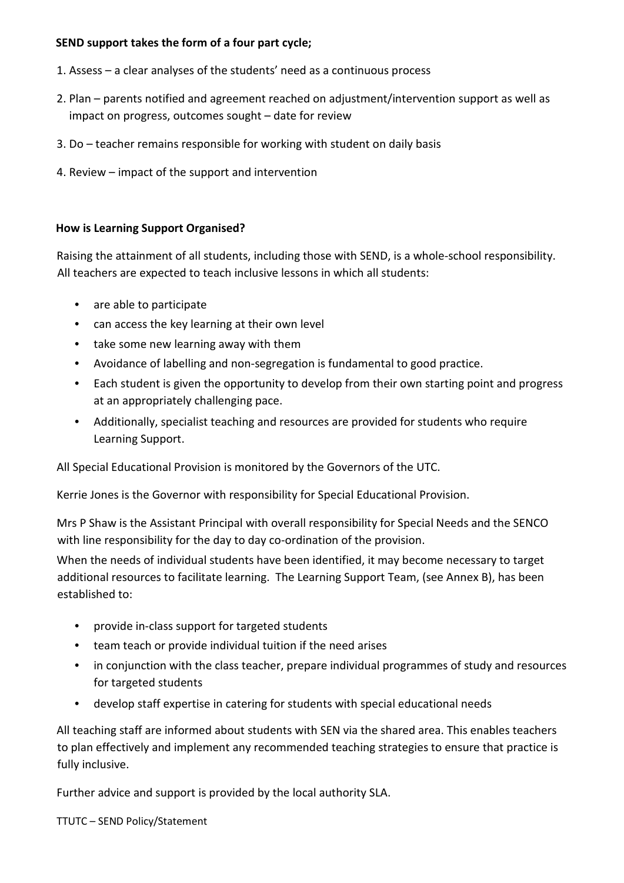**SEND support takes the form of a four part cycle;**

1. Assess – a clear analyses of the students' need as a continuous process
2. Plan – parents notified and agreement reached on adjustment/intervention support as well as impact on progress, outcomes sought – date for review
3. Do – teacher remains responsible for working with student on daily basis
4. Review – impact of the support and intervention

**How is Learning Support Organised?**

Raising the attainment of all students, including those with SEND, is a whole-school responsibility. All teachers are expected to teach inclusive lessons in which all students:

- are able to participate
- can access the key learning at their own level
- take some new learning away with them
- Avoidance of labelling and non-segregation is fundamental to good practice.
- Each student is given the opportunity to develop from their own starting point and progress at an appropriately challenging pace.
- Additionally, specialist teaching and resources are provided for students who require Learning Support.

All Special Educational Provision is monitored by the Governors of the UTC.

Kerrie Jones is the Governor with responsibility for Special Educational Provision.

Mrs P Shaw is the Assistant Principal with overall responsibility for Special Needs and the SENCO with line responsibility for the day to day co-ordination of the provision.

When the needs of individual students have been identified, it may become necessary to target additional resources to facilitate learning. The Learning Support Team, (see Annex B), has been established to:

- provide in-class support for targeted students
- team teach or provide individual tuition if the need arises
- in conjunction with the class teacher, prepare individual programmes of study and resources for targeted students
- develop staff expertise in catering for students with special educational needs

All teaching staff are informed about students with SEN via the shared area. This enables teachers to plan effectively and implement any recommended teaching strategies to ensure that practice is fully inclusive.

Further advice and support is provided by the local authority SLA.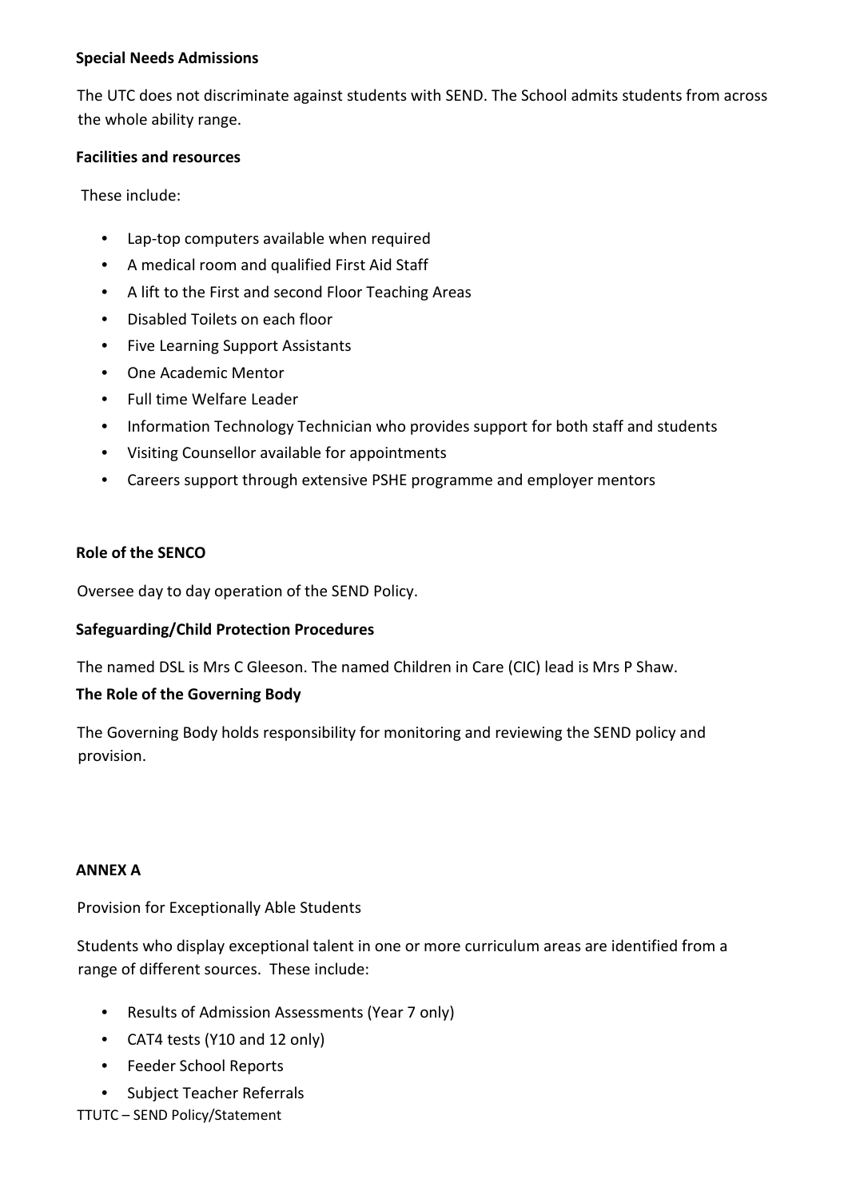**Special Needs Admissions**

The UTC does not discriminate against students with SEND. The School admits students from across the whole ability range.

**Facilities and resources**

These include:

- Lap-top computers available when required
- A medical room and qualified First Aid Staff
- A lift to the First and second Floor Teaching Areas
- Disabled Toilets on each floor
- Five Learning Support Assistants
- One Academic Mentor
- Full time Welfare Leader
- Information Technology Technician who provides support for both staff and students
- Visiting Counsellor available for appointments
- Careers support through extensive PSHE programme and employer mentors

**Role of the SENCO**

Oversee day to day operation of the SEND Policy.

**Safeguarding/Child Protection Procedures**

The named DSL is Mrs C Gleeson. The named Children in Care (CIC) lead is Mrs P Shaw.

**The Role of the Governing Body**

The Governing Body holds responsibility for monitoring and reviewing the SEND policy and provision.

**ANNEX A**

Provision for Exceptionally Able Students

Students who display exceptional talent in one or more curriculum areas are identified from a range of different sources. These include:

- Results of Admission Assessments (Year 7 only)
- CAT4 tests (Y10 and 12 only)
- Feeder School Reports
- Subject Teacher Referrals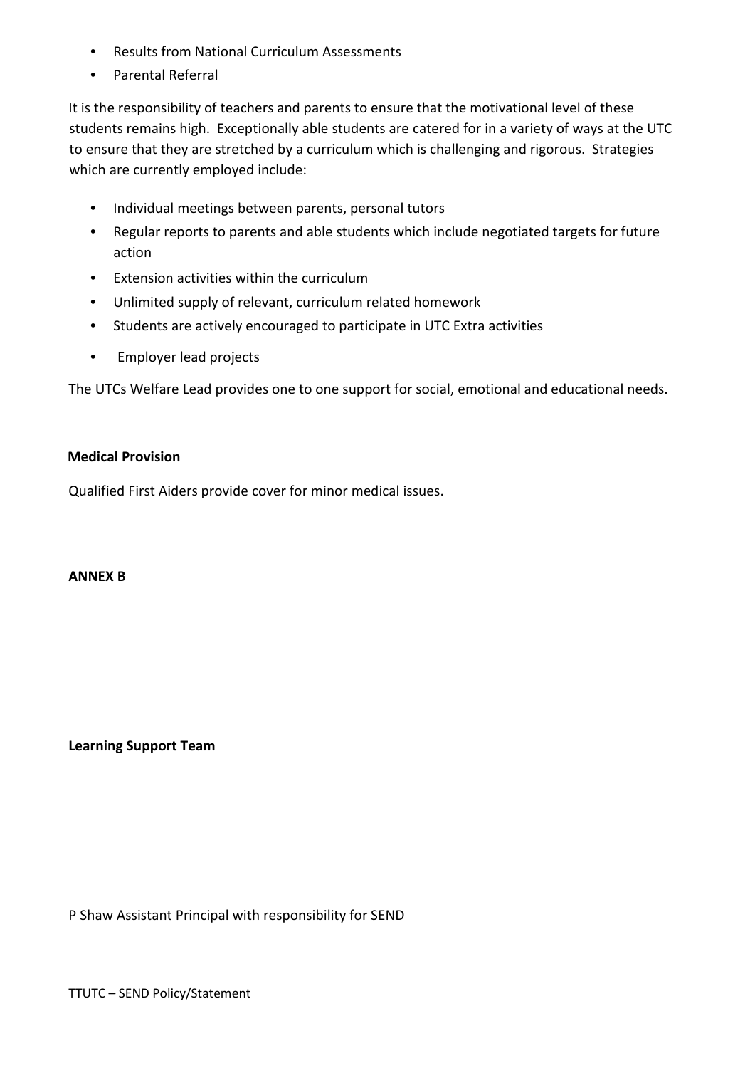- Results from National Curriculum Assessments
- Parental Referral

It is the responsibility of teachers and parents to ensure that the motivational level of these students remains high. Exceptionally able students are catered for in a variety of ways at the UTC to ensure that they are stretched by a curriculum which is challenging and rigorous. Strategies which are currently employed include:

- Individual meetings between parents, personal tutors
- Regular reports to parents and able students which include negotiated targets for future action
- Extension activities within the curriculum
- Unlimited supply of relevant, curriculum related homework
- Students are actively encouraged to participate in UTC Extra activities
- Employer lead projects

The UTCs Welfare Lead provides one to one support for social, emotional and educational needs.

**Medical Provision**

Qualified First Aiders provide cover for minor medical issues.

**ANNEX B**

**Learning Support Team**

P Shaw Assistant Principal with responsibility for SEND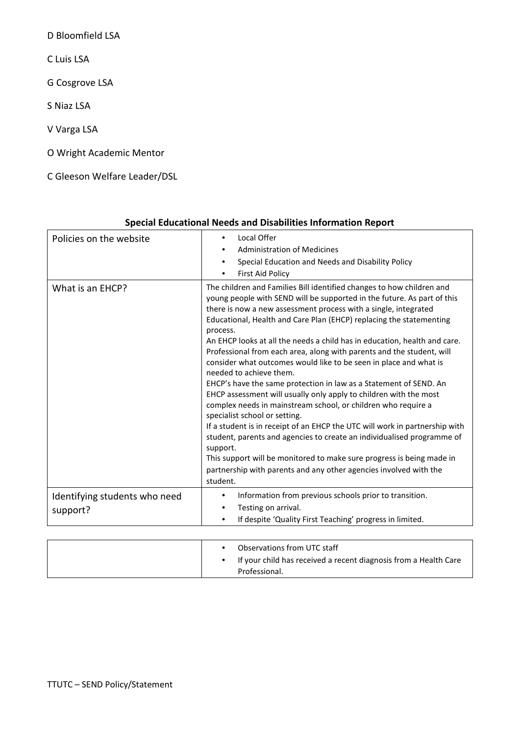D Bloomfield LSA

C Luis LSA

G Cosgrove LSA

S Niaz LSA

V Varga LSA

O Wright Academic Mentor

C Gleeson Welfare Leader/DSL

**Special Educational Needs and Disabilities Information Report**

| | |
|---|---|
| Policies on the website | • Local Offer<br>• Administration of Medicines<br>• Special Education and Needs and Disability Policy<br>• First Aid Policy |
| What is an EHCP? | The children and Families Bill identified changes to how children and young people with SEND will be supported in the future. As part of this there is now a new assessment process with a single, integrated Educational, Health and Care Plan (EHCP) replacing the statementing process.<br>An EHCP looks at all the needs a child has in education, health and care. Professional from each area, along with parents and the student, will consider what outcomes would like to be seen in place and what is needed to achieve them.<br>EHCP's have the same protection in law as a Statement of SEND. An EHCP assessment will usually only apply to children with the most complex needs in mainstream school, or children who require a specialist school or setting.<br>If a student is in receipt of an EHCP the UTC will work in partnership with student, parents and agencies to create an individualised programme of support.<br>This support will be monitored to make sure progress is being made in partnership with parents and any other agencies involved with the student. |
| Identifying students who need support? | • Information from previous schools prior to transition.<br>• Testing on arrival.<br>• If despite 'Quality First Teaching' progress in limited.<br>• Observations from UTC staff<br>• If your child has received a recent diagnosis from a Health Care Professional. |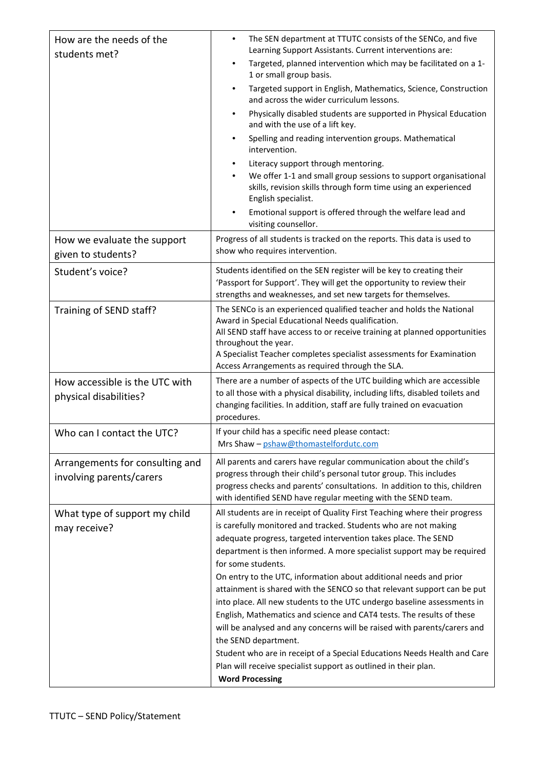| | |
|---|---|
| How are the needs of the students met? | • The SEN department at TTUTC consists of the SENCo, and five Learning Support Assistants. Current interventions are:<br>• Targeted, planned intervention which may be facilitated on a 1-1 or small group basis.<br>• Targeted support in English, Mathematics, Science, Construction and across the wider curriculum lessons.<br>• Physically disabled students are supported in Physical Education and with the use of a lift key.<br>• Spelling and reading intervention groups. Mathematical intervention.<br>• Literacy support through mentoring.<br>• We offer 1-1 and small group sessions to support organisational skills, revision skills through form time using an experienced English specialist.<br>• Emotional support is offered through the welfare lead and visiting counsellor. |
| How we evaluate the support given to students? | Progress of all students is tracked on the reports. This data is used to show who requires intervention. |
| Student's voice? | Students identified on the SEN register will be key to creating their 'Passport for Support'. They will get the opportunity to review their strengths and weaknesses, and set new targets for themselves. |
| Training of SEND staff? | The SENCo is an experienced qualified teacher and holds the National Award in Special Educational Needs qualification.<br>All SEND staff have access to or receive training at planned opportunities throughout the year.<br>A Specialist Teacher completes specialist assessments for Examination Access Arrangements as required through the SLA. |
| How accessible is the UTC with physical disabilities? | There are a number of aspects of the UTC building which are accessible to all those with a physical disability, including lifts, disabled toilets and changing facilities. In addition, staff are fully trained on evacuation procedures. |
| Who can I contact the UTC? | If your child has a specific need please contact:<br>Mrs Shaw – pshaw@thomastelfordutc.com |
| Arrangements for consulting and involving parents/carers | All parents and carers have regular communication about the child's progress through their child's personal tutor group. This includes progress checks and parents' consultations. In addition to this, children with identified SEND have regular meeting with the SEND team. |
| What type of support my child may receive? | All students are in receipt of Quality First Teaching where their progress is carefully monitored and tracked. Students who are not making adequate progress, targeted intervention takes place. The SEND department is then informed. A more specialist support may be required for some students.<br>On entry to the UTC, information about additional needs and prior attainment is shared with the SENCO so that relevant support can be put into place. All new students to the UTC undergo baseline assessments in English, Mathematics and science and CAT4 tests. The results of these will be analysed and any concerns will be raised with parents/carers and the SEND department.<br>Student who are in receipt of a Special Educations Needs Health and Care Plan will receive specialist support as outlined in their plan.<br>**Word Processing** |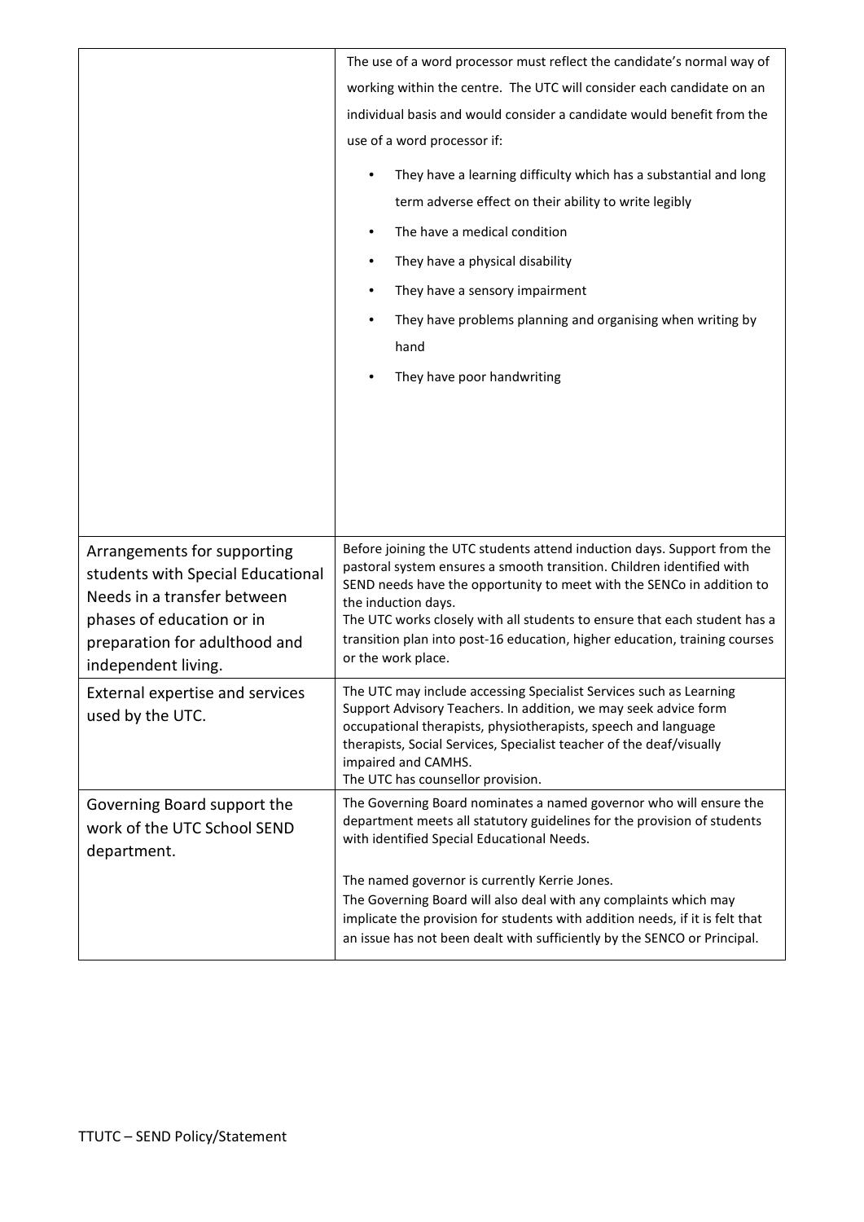| | |
|---|---|
| | The use of a word processor must reflect the candidate's normal way of working within the centre. The UTC will consider each candidate on an individual basis and would consider a candidate would benefit from the use of a word processor if:<br><br>• They have a learning difficulty which has a substantial and long term adverse effect on their ability to write legibly<br>• The have a medical condition<br>• They have a physical disability<br>• They have a sensory impairment<br>• They have problems planning and organising when writing by hand<br>• They have poor handwriting |
| Arrangements for supporting students with Special Educational Needs in a transfer between phases of education or in preparation for adulthood and independent living. | Before joining the UTC students attend induction days. Support from the pastoral system ensures a smooth transition. Children identified with SEND needs have the opportunity to meet with the SENCo in addition to the induction days.<br>The UTC works closely with all students to ensure that each student has a transition plan into post-16 education, higher education, training courses or the work place. |
| External expertise and services used by the UTC. | The UTC may include accessing Specialist Services such as Learning Support Advisory Teachers. In addition, we may seek advice form occupational therapists, physiotherapists, speech and language therapists, Social Services, Specialist teacher of the deaf/visually impaired and CAMHS.<br>The UTC has counsellor provision. |
| Governing Board support the work of the UTC School SEND department. | The Governing Board nominates a named governor who will ensure the department meets all statutory guidelines for the provision of students with identified Special Educational Needs.<br><br>The named governor is currently Kerrie Jones.<br>The Governing Board will also deal with any complaints which may implicate the provision for students with addition needs, if it is felt that an issue has not been dealt with sufficiently by the SENCO or Principal. |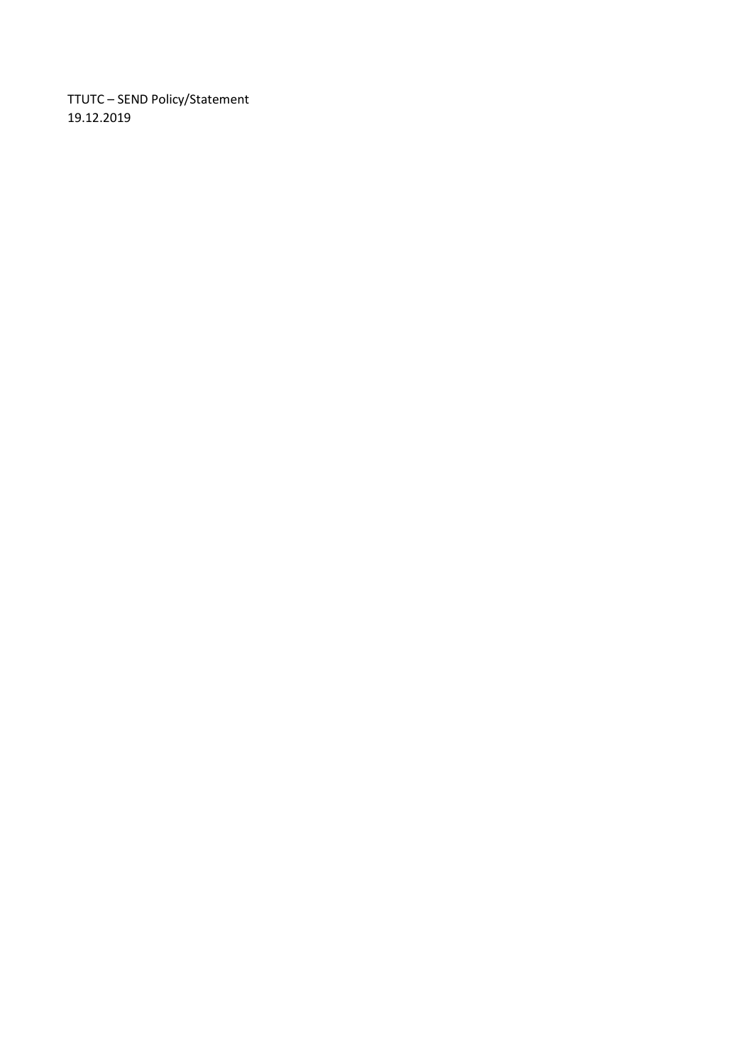TTUTC – SEND Policy/Statement
19.12.2019